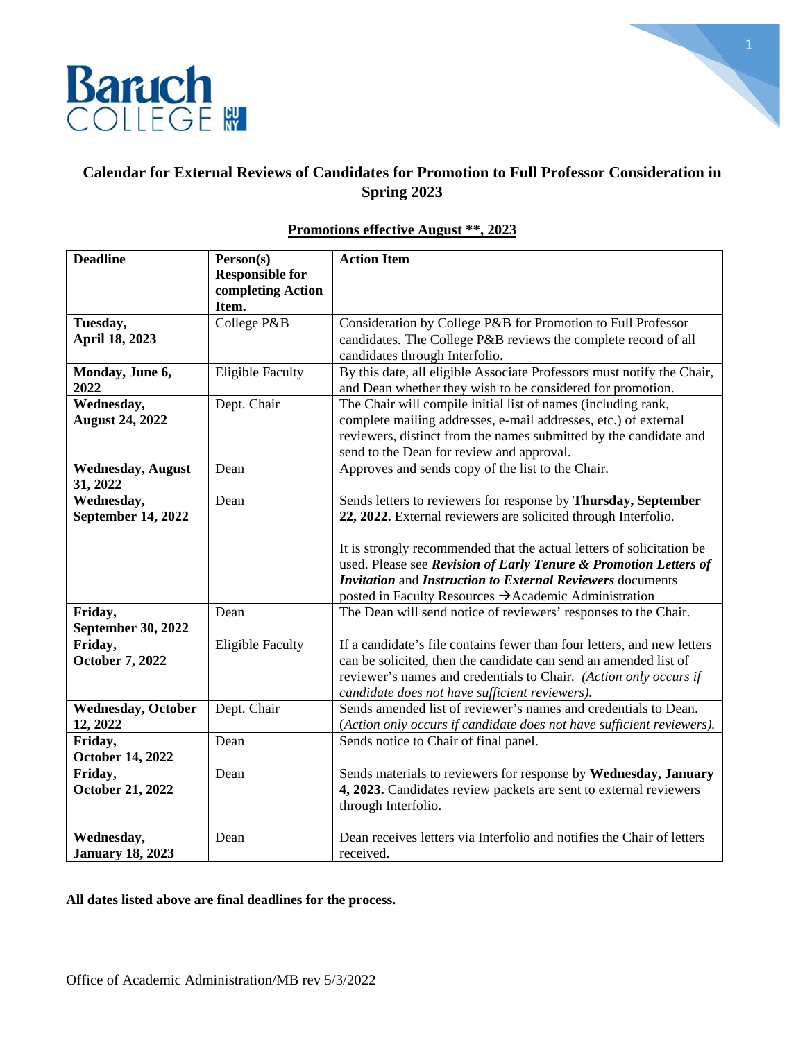# Calendar for External Reviews of Candidates for Promotion to Full Professor Consideration in Spring 2023

**<u>Promotions effective August **, 2023</u>**

| Deadline | Person(s) Responsible for completing Action Item. | Action Item |
|---|---|---|
| **Tuesday, April 18, 2023** | College P&B | Consideration by College P&B for Promotion to Full Professor candidates. The College P&B reviews the complete record of all candidates through Interfolio. |
| **Monday, June 6, 2022** | Eligible Faculty | By this date, all eligible Associate Professors must notify the Chair, and Dean whether they wish to be considered for promotion. |
| **Wednesday, August 24, 2022** | Dept. Chair | The Chair will compile initial list of names (including rank, complete mailing addresses, e-mail addresses, etc.) of external reviewers, distinct from the names submitted by the candidate and send to the Dean for review and approval. |
| **Wednesday, August 31, 2022** | Dean | Approves and sends copy of the list to the Chair. |
| **Wednesday, September 14, 2022** | Dean | Sends letters to reviewers for response by **Thursday, September 22, 2022.** External reviewers are solicited through Interfolio.<br><br>It is strongly recommended that the actual letters of solicitation be used. Please see ***Revision of Early Tenure & Promotion Letters of Invitation*** and ***Instruction to External Reviewers*** documents posted in Faculty Resources →Academic Administration |
| **Friday, September 30, 2022** | Dean | The Dean will send notice of reviewers' responses to the Chair. |
| **Friday, October 7, 2022** | Eligible Faculty | If a candidate's file contains fewer than four letters, and new letters can be solicited, then the candidate can send an amended list of reviewer's names and credentials to Chair. *(Action only occurs if candidate does not have sufficient reviewers).* |
| **Wednesday, October 12, 2022** | Dept. Chair | Sends amended list of reviewer's names and credentials to Dean. *(Action only occurs if candidate does not have sufficient reviewers).* |
| **Friday, October 14, 2022** | Dean | Sends notice to Chair of final panel. |
| **Friday, October 21, 2022** | Dean | Sends materials to reviewers for response by **Wednesday, January 4, 2023.** Candidates review packets are sent to external reviewers through Interfolio. |
| **Wednesday, January 18, 2023** | Dean | Dean receives letters via Interfolio and notifies the Chair of letters received. |

**All dates listed above are final deadlines for the process.**

Office of Academic Administration/MB rev 5/3/2022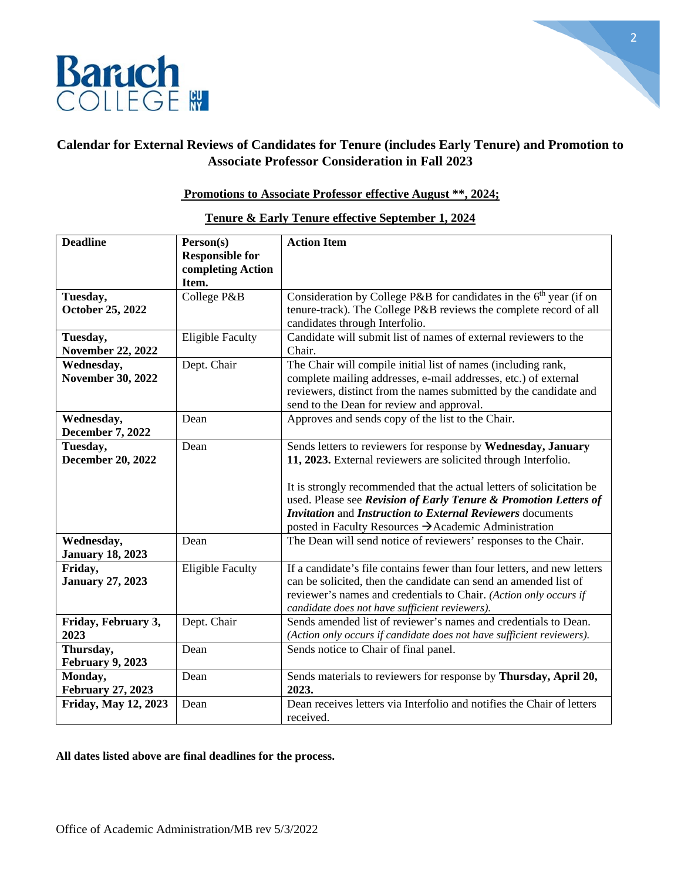Baruch College CUNY

## Calendar for External Reviews of Candidates for Tenure (includes Early Tenure) and Promotion to Associate Professor Consideration in Fall 2023

**Promotions to Associate Professor effective August **, 2024;**

**Tenure & Early Tenure effective September 1, 2024**

| Deadline | Person(s) Responsible for completing Action Item. | Action Item |
|---|---|---|
| **Tuesday, October 25, 2022** | College P&B | Consideration by College P&B for candidates in the 6th year (if on tenure-track). The College P&B reviews the complete record of all candidates through Interfolio. |
| **Tuesday, November 22, 2022** | Eligible Faculty | Candidate will submit list of names of external reviewers to the Chair. |
| **Wednesday, November 30, 2022** | Dept. Chair | The Chair will compile initial list of names (including rank, complete mailing addresses, e-mail addresses, etc.) of external reviewers, distinct from the names submitted by the candidate and send to the Dean for review and approval. |
| **Wednesday, December 7, 2022** | Dean | Approves and sends copy of the list to the Chair. |
| **Tuesday, December 20, 2022** | Dean | Sends letters to reviewers for response by **Wednesday, January 11, 2023.** External reviewers are solicited through Interfolio.<br><br>It is strongly recommended that the actual letters of solicitation be used. Please see ***Revision of Early Tenure & Promotion Letters of Invitation*** and ***Instruction to External Reviewers*** documents posted in Faculty Resources →Academic Administration |
| **Wednesday, January 18, 2023** | Dean | The Dean will send notice of reviewers' responses to the Chair. |
| **Friday, January 27, 2023** | Eligible Faculty | If a candidate's file contains fewer than four letters, and new letters can be solicited, then the candidate can send an amended list of reviewer's names and credentials to Chair. *(Action only occurs if candidate does not have sufficient reviewers).* |
| **Friday, February 3, 2023** | Dept. Chair | Sends amended list of reviewer's names and credentials to Dean. *(Action only occurs if candidate does not have sufficient reviewers).* |
| **Thursday, February 9, 2023** | Dean | Sends notice to Chair of final panel. |
| **Monday, February 27, 2023** | Dean | Sends materials to reviewers for response by **Thursday, April 20, 2023.** |
| **Friday, May 12, 2023** | Dean | Dean receives letters via Interfolio and notifies the Chair of letters received. |

**All dates listed above are final deadlines for the process.**

Office of Academic Administration/MB rev 5/3/2022